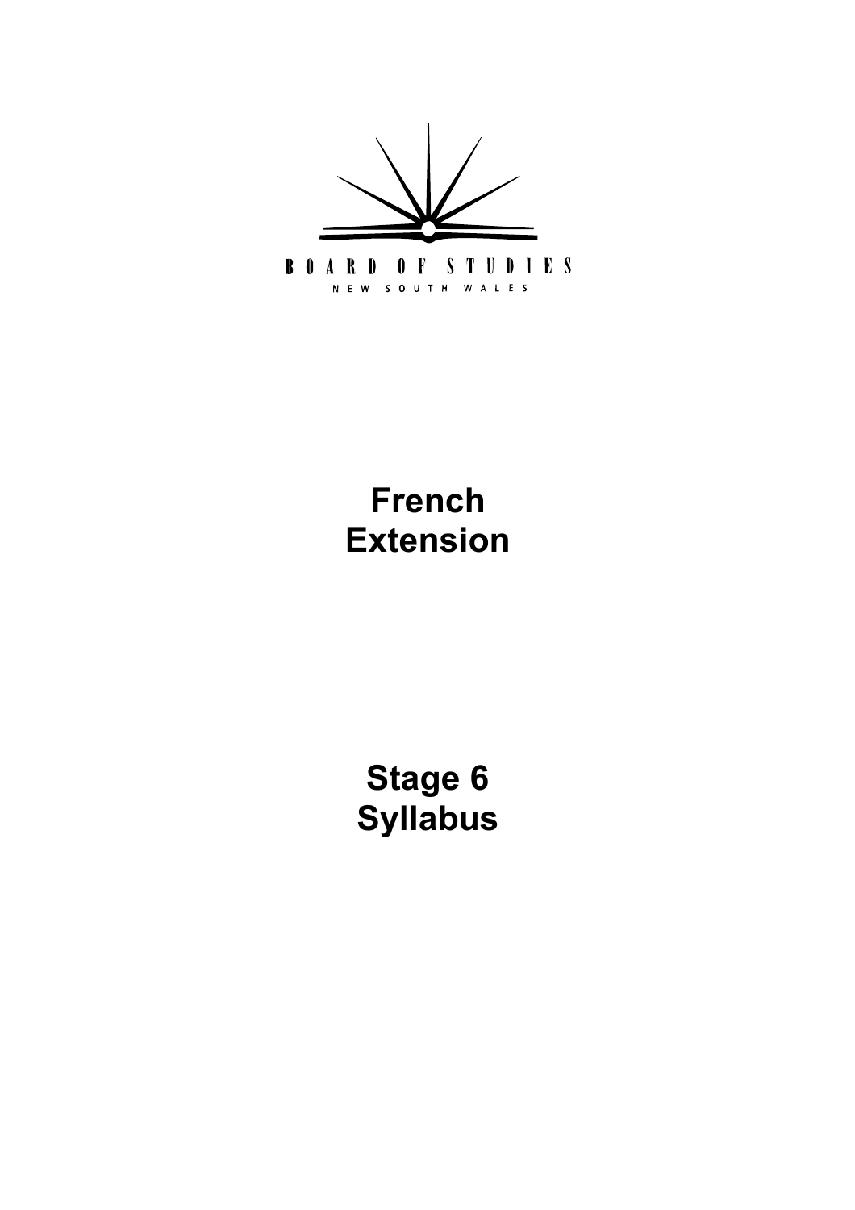BOARD OF STUDIES

NEW SOUTH WALES

# French Extension

# Stage 6 Syllabus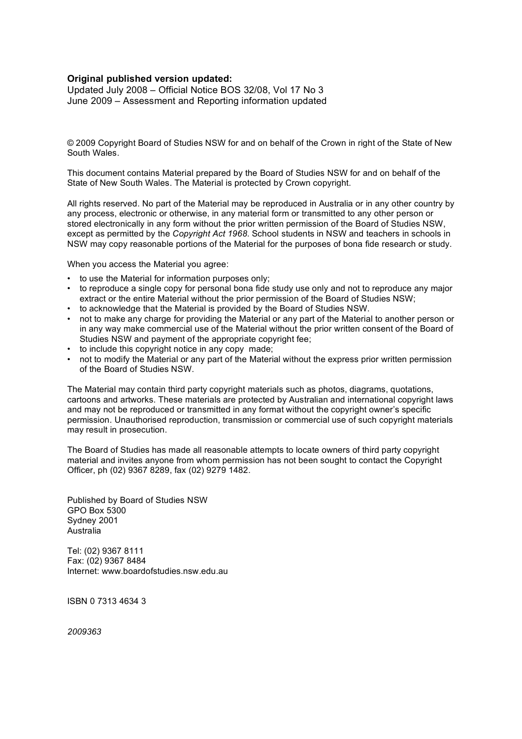**Original published version updated:**
Updated July 2008 – Official Notice BOS 32/08, Vol 17 No 3
June 2009 – Assessment and Reporting information updated

© 2009 Copyright Board of Studies NSW for and on behalf of the Crown in right of the State of New South Wales.

This document contains Material prepared by the Board of Studies NSW for and on behalf of the State of New South Wales. The Material is protected by Crown copyright.

All rights reserved. No part of the Material may be reproduced in Australia or in any other country by any process, electronic or otherwise, in any material form or transmitted to any other person or stored electronically in any form without the prior written permission of the Board of Studies NSW, except as permitted by the *Copyright Act 1968*. School students in NSW and teachers in schools in NSW may copy reasonable portions of the Material for the purposes of bona fide research or study.

When you access the Material you agree:

- to use the Material for information purposes only;
- to reproduce a single copy for personal bona fide study use only and not to reproduce any major extract or the entire Material without the prior permission of the Board of Studies NSW;
- to acknowledge that the Material is provided by the Board of Studies NSW.
- not to make any charge for providing the Material or any part of the Material to another person or in any way make commercial use of the Material without the prior written consent of the Board of Studies NSW and payment of the appropriate copyright fee;
- to include this copyright notice in any copy made;
- not to modify the Material or any part of the Material without the express prior written permission of the Board of Studies NSW.

The Material may contain third party copyright materials such as photos, diagrams, quotations, cartoons and artworks. These materials are protected by Australian and international copyright laws and may not be reproduced or transmitted in any format without the copyright owner's specific permission. Unauthorised reproduction, transmission or commercial use of such copyright materials may result in prosecution.

The Board of Studies has made all reasonable attempts to locate owners of third party copyright material and invites anyone from whom permission has not been sought to contact the Copyright Officer, ph (02) 9367 8289, fax (02) 9279 1482.

Published by Board of Studies NSW
GPO Box 5300
Sydney 2001
Australia

Tel: (02) 9367 8111
Fax: (02) 9367 8484
Internet: www.boardofstudies.nsw.edu.au

ISBN 0 7313 4634 3

*2009363*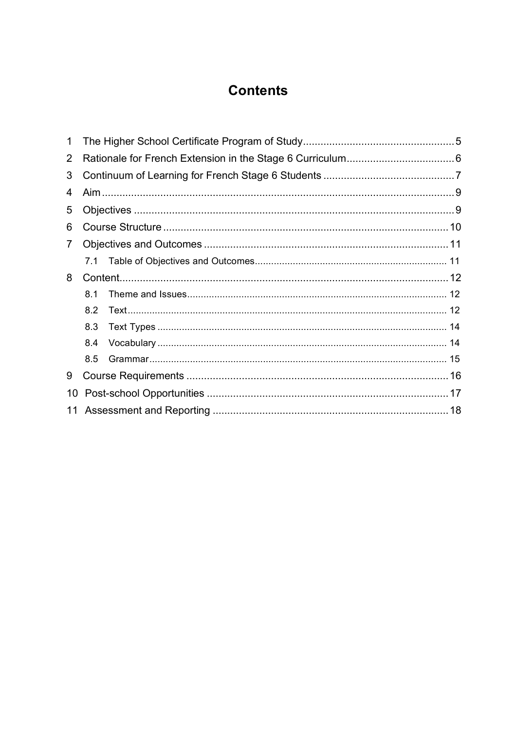# Contents

1 The Higher School Certificate Program of Study ... 5
2 Rationale for French Extension in the Stage 6 Curriculum ... 6
3 Continuum of Learning for French Stage 6 Students ... 7
4 Aim ... 9
5 Objectives ... 9
6 Course Structure ... 10
7 Objectives and Outcomes ... 11
   7.1 Table of Objectives and Outcomes ... 11
8 Content ... 12
   8.1 Theme and Issues ... 12
   8.2 Text ... 12
   8.3 Text Types ... 14
   8.4 Vocabulary ... 14
   8.5 Grammar ... 15
9 Course Requirements ... 16
10 Post-school Opportunities ... 17
11 Assessment and Reporting ... 18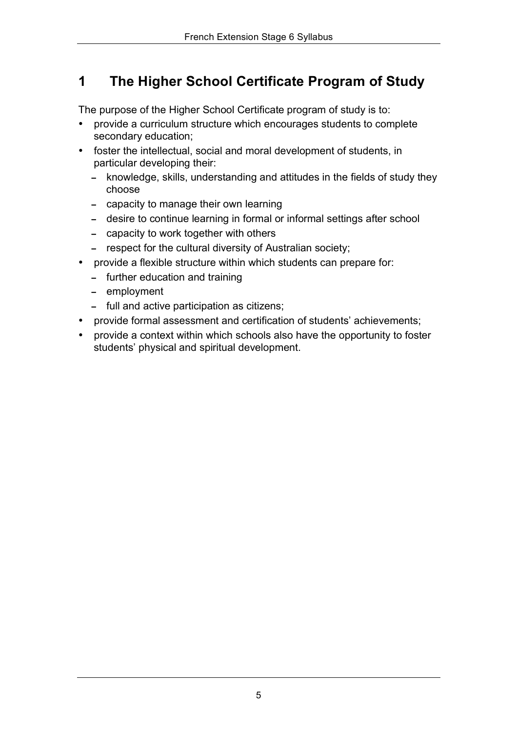# 1 The Higher School Certificate Program of Study

The purpose of the Higher School Certificate program of study is to:

- provide a curriculum structure which encourages students to complete secondary education;
- foster the intellectual, social and moral development of students, in particular developing their:
  - knowledge, skills, understanding and attitudes in the fields of study they choose
  - capacity to manage their own learning
  - desire to continue learning in formal or informal settings after school
  - capacity to work together with others
  - respect for the cultural diversity of Australian society;
- provide a flexible structure within which students can prepare for:
  - further education and training
  - employment
  - full and active participation as citizens;
- provide formal assessment and certification of students' achievements;
- provide a context within which schools also have the opportunity to foster students' physical and spiritual development.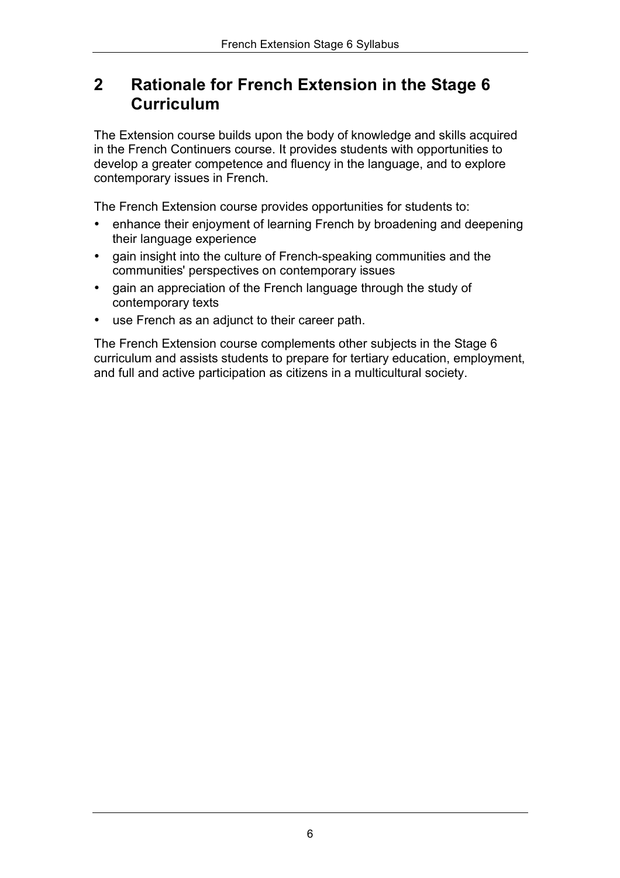## 2 Rationale for French Extension in the Stage 6 Curriculum

The Extension course builds upon the body of knowledge and skills acquired in the French Continuers course. It provides students with opportunities to develop a greater competence and fluency in the language, and to explore contemporary issues in French.

The French Extension course provides opportunities for students to:

- enhance their enjoyment of learning French by broadening and deepening their language experience
- gain insight into the culture of French-speaking communities and the communities' perspectives on contemporary issues
- gain an appreciation of the French language through the study of contemporary texts
- use French as an adjunct to their career path.

The French Extension course complements other subjects in the Stage 6 curriculum and assists students to prepare for tertiary education, employment, and full and active participation as citizens in a multicultural society.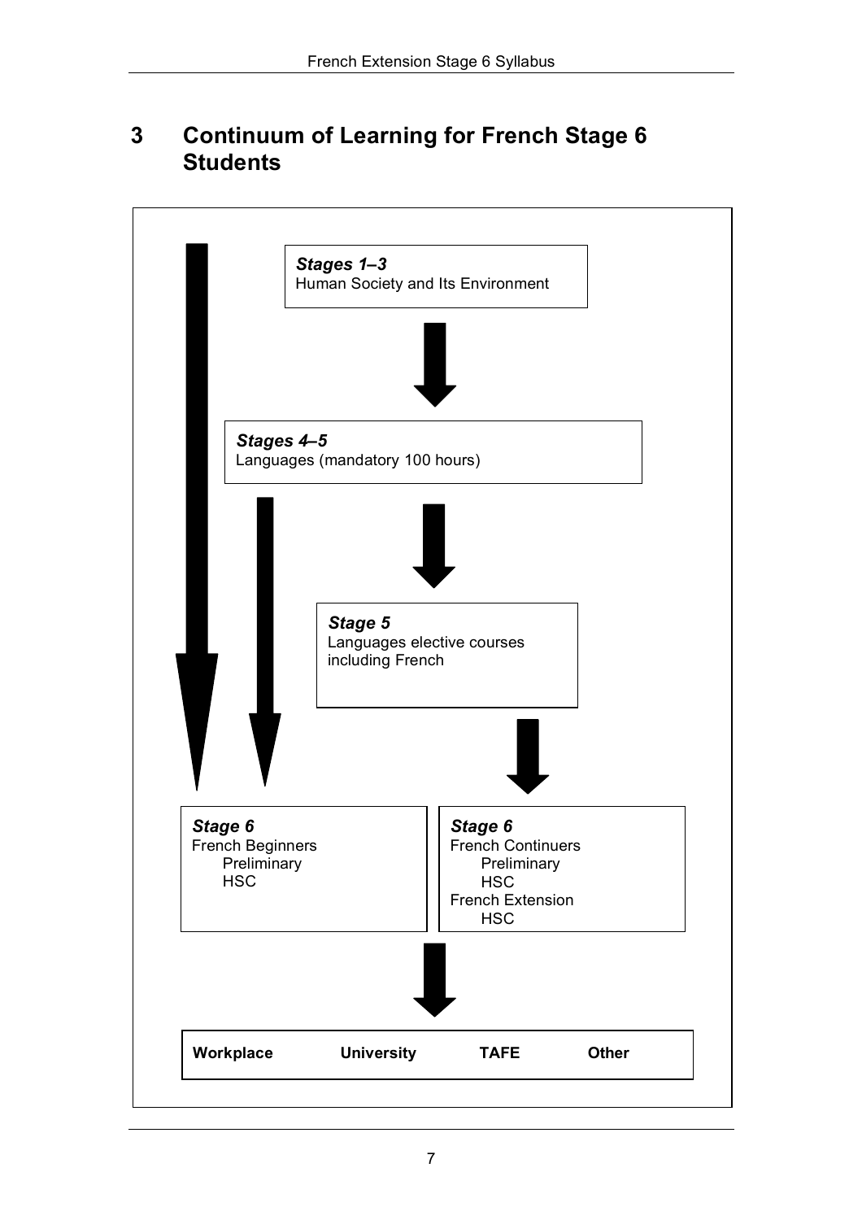# 3 Continuum of Learning for French Stage 6 Students

***Stages 1–3***
Human Society and Its Environment

***Stages 4–5***
Languages (mandatory 100 hours)

***Stage 5***
Languages elective courses including French

***Stage 6***
French Beginners
- Preliminary
- HSC

***Stage 6***
French Continuers
- Preliminary
- HSC

French Extension
- HSC

**Workplace** **University** **TAFE** **Other**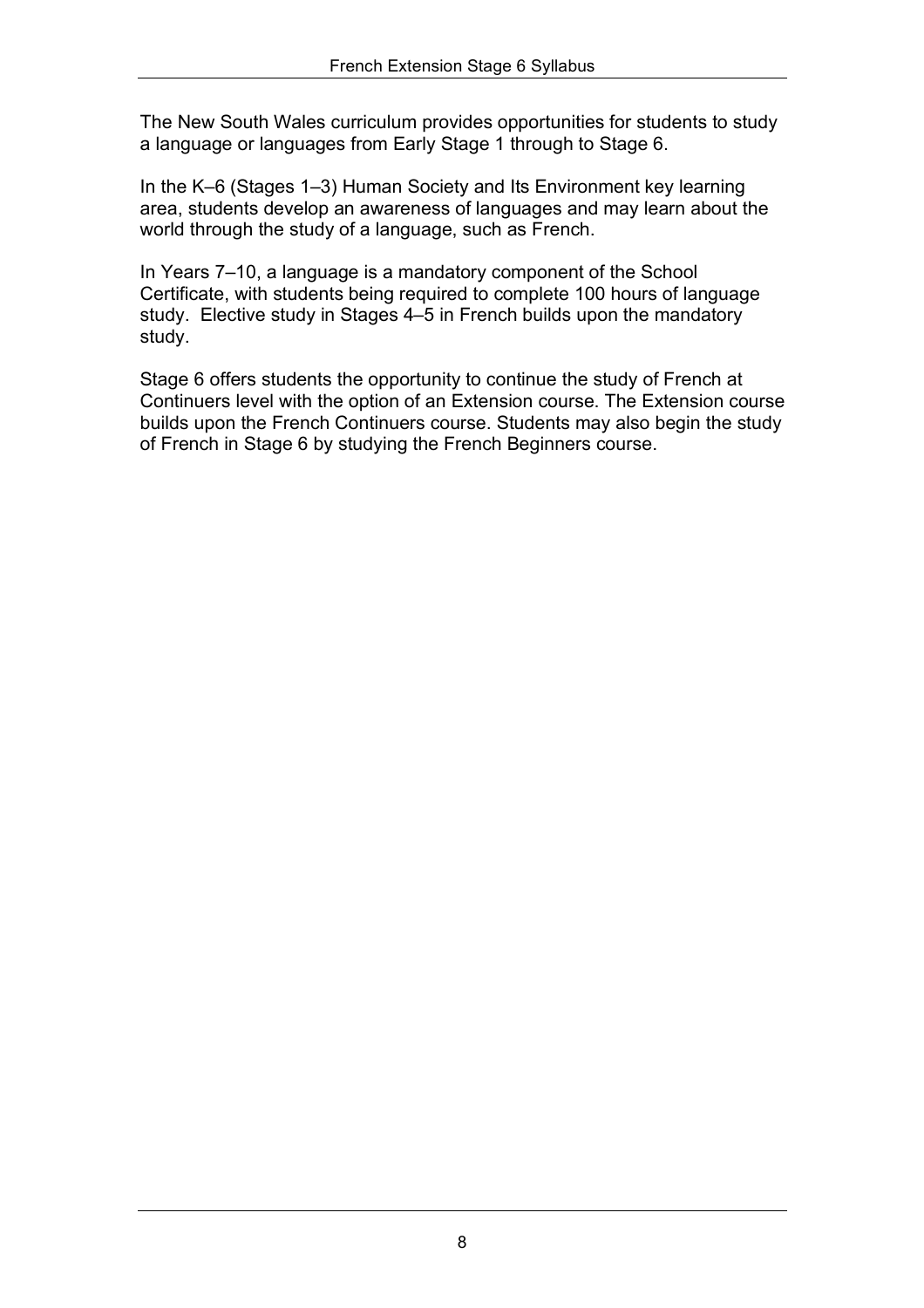The New South Wales curriculum provides opportunities for students to study a language or languages from Early Stage 1 through to Stage 6.

In the K–6 (Stages 1–3) Human Society and Its Environment key learning area, students develop an awareness of languages and may learn about the world through the study of a language, such as French.

In Years 7–10, a language is a mandatory component of the School Certificate, with students being required to complete 100 hours of language study. Elective study in Stages 4–5 in French builds upon the mandatory study.

Stage 6 offers students the opportunity to continue the study of French at Continuers level with the option of an Extension course. The Extension course builds upon the French Continuers course. Students may also begin the study of French in Stage 6 by studying the French Beginners course.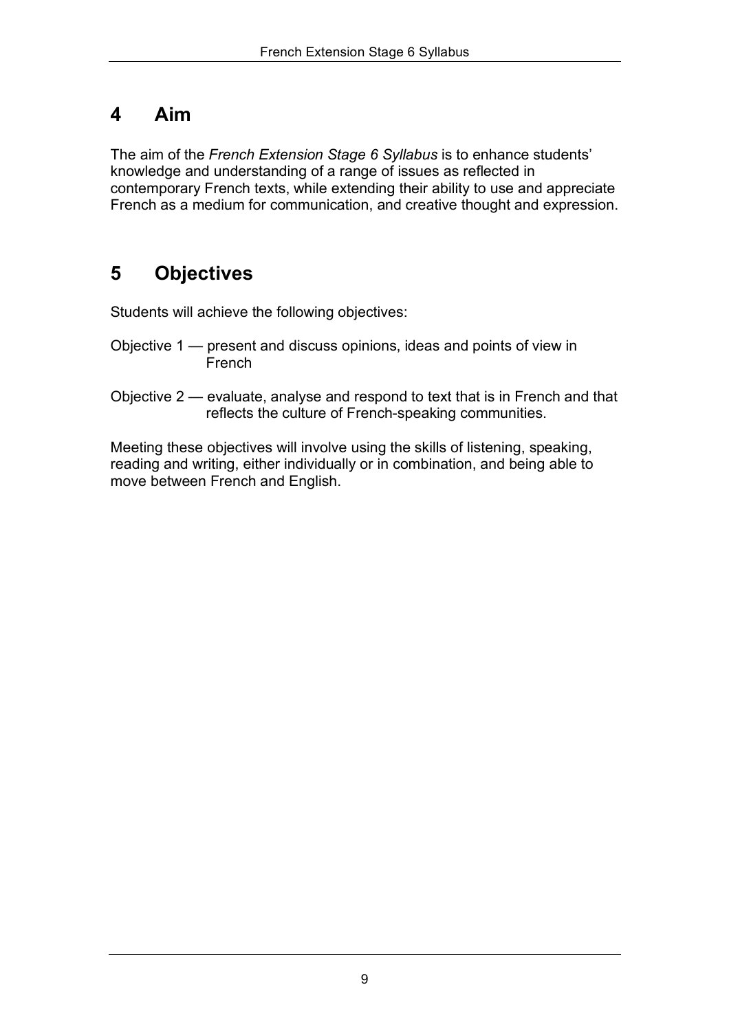## 4 Aim

The aim of the *French Extension Stage 6 Syllabus* is to enhance students' knowledge and understanding of a range of issues as reflected in contemporary French texts, while extending their ability to use and appreciate French as a medium for communication, and creative thought and expression.

## 5 Objectives

Students will achieve the following objectives:

Objective 1 — present and discuss opinions, ideas and points of view in French

Objective 2 — evaluate, analyse and respond to text that is in French and that reflects the culture of French-speaking communities.

Meeting these objectives will involve using the skills of listening, speaking, reading and writing, either individually or in combination, and being able to move between French and English.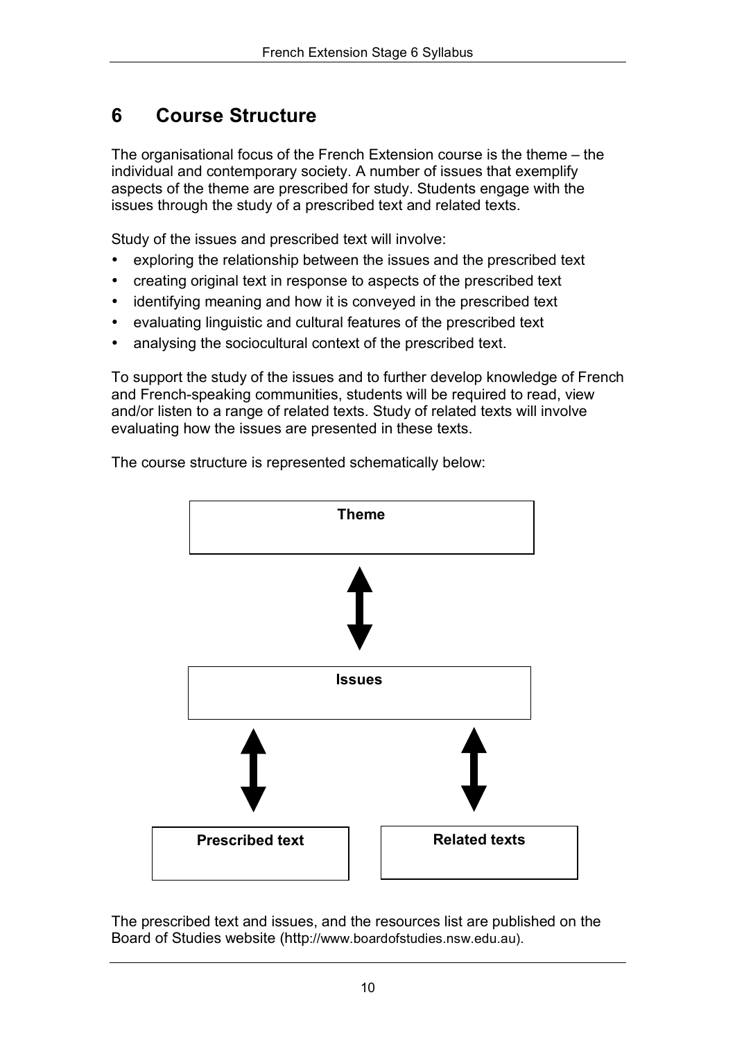## 6 Course Structure

The organisational focus of the French Extension course is the theme – the individual and contemporary society. A number of issues that exemplify aspects of the theme are prescribed for study. Students engage with the issues through the study of a prescribed text and related texts.

Study of the issues and prescribed text will involve:

- exploring the relationship between the issues and the prescribed text
- creating original text in response to aspects of the prescribed text
- identifying meaning and how it is conveyed in the prescribed text
- evaluating linguistic and cultural features of the prescribed text
- analysing the sociocultural context of the prescribed text.

To support the study of the issues and to further develop knowledge of French and French-speaking communities, students will be required to read, view and/or listen to a range of related texts. Study of related texts will involve evaluating how the issues are presented in these texts.

The course structure is represented schematically below:

**Theme**

↕

**Issues**

↕ ↕

**Prescribed text** | **Related texts**

The prescribed text and issues, and the resources list are published on the Board of Studies website (http://www.boardofstudies.nsw.edu.au).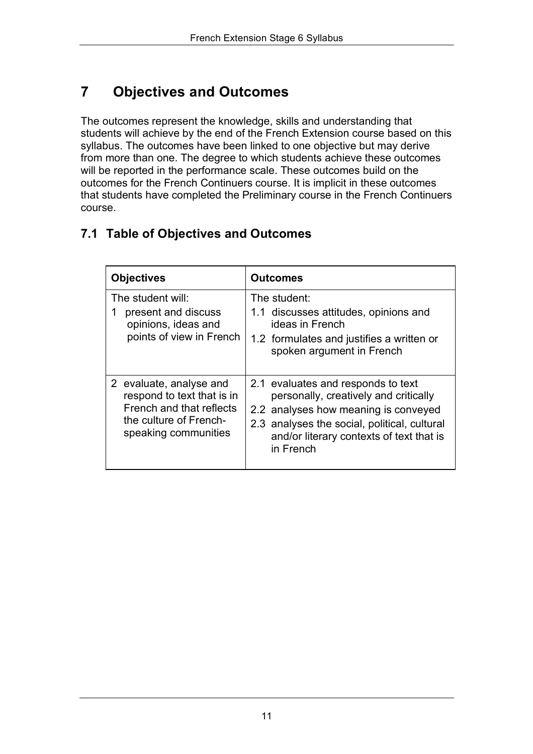# 7 Objectives and Outcomes

The outcomes represent the knowledge, skills and understanding that students will achieve by the end of the French Extension course based on this syllabus. The outcomes have been linked to one objective but may derive from more than one. The degree to which students achieve these outcomes will be reported in the performance scale. These outcomes build on the outcomes for the French Continuers course. It is implicit in these outcomes that students have completed the Preliminary course in the French Continuers course.

## 7.1 Table of Objectives and Outcomes

| Objectives | Outcomes |
|---|---|
| The student will:<br>1 present and discuss opinions, ideas and points of view in French | The student:<br>1.1 discusses attitudes, opinions and ideas in French<br>1.2 formulates and justifies a written or spoken argument in French |
| 2 evaluate, analyse and respond to text that is in French and that reflects the culture of French-speaking communities | 2.1 evaluates and responds to text personally, creatively and critically<br>2.2 analyses how meaning is conveyed<br>2.3 analyses the social, political, cultural and/or literary contexts of text that is in French |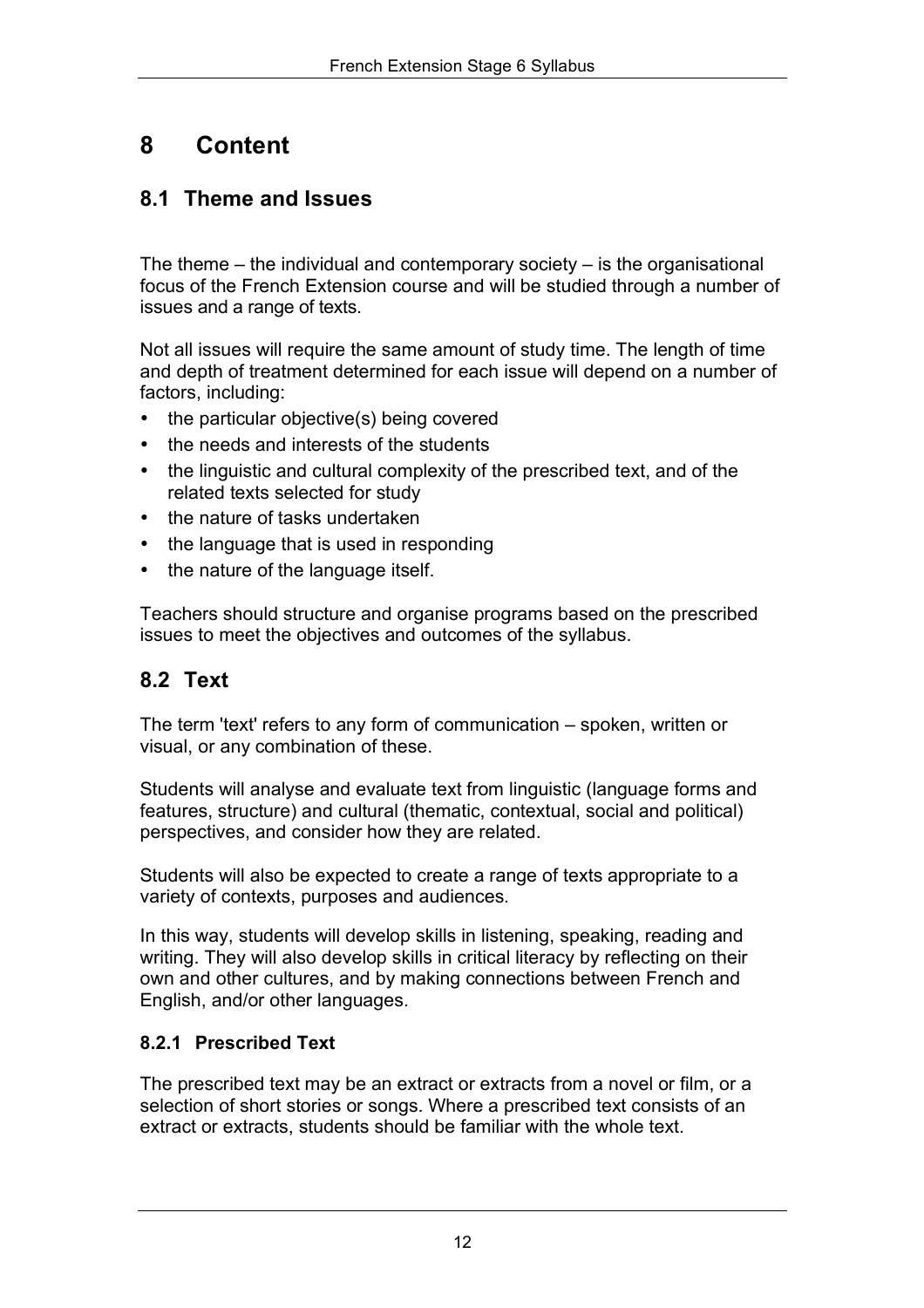# 8 Content

## 8.1 Theme and Issues

The theme – the individual and contemporary society – is the organisational focus of the French Extension course and will be studied through a number of issues and a range of texts.

Not all issues will require the same amount of study time. The length of time and depth of treatment determined for each issue will depend on a number of factors, including:

- the particular objective(s) being covered
- the needs and interests of the students
- the linguistic and cultural complexity of the prescribed text, and of the related texts selected for study
- the nature of tasks undertaken
- the language that is used in responding
- the nature of the language itself.

Teachers should structure and organise programs based on the prescribed issues to meet the objectives and outcomes of the syllabus.

## 8.2 Text

The term 'text' refers to any form of communication – spoken, written or visual, or any combination of these.

Students will analyse and evaluate text from linguistic (language forms and features, structure) and cultural (thematic, contextual, social and political) perspectives, and consider how they are related.

Students will also be expected to create a range of texts appropriate to a variety of contexts, purposes and audiences.

In this way, students will develop skills in listening, speaking, reading and writing. They will also develop skills in critical literacy by reflecting on their own and other cultures, and by making connections between French and English, and/or other languages.

### 8.2.1 Prescribed Text

The prescribed text may be an extract or extracts from a novel or film, or a selection of short stories or songs. Where a prescribed text consists of an extract or extracts, students should be familiar with the whole text.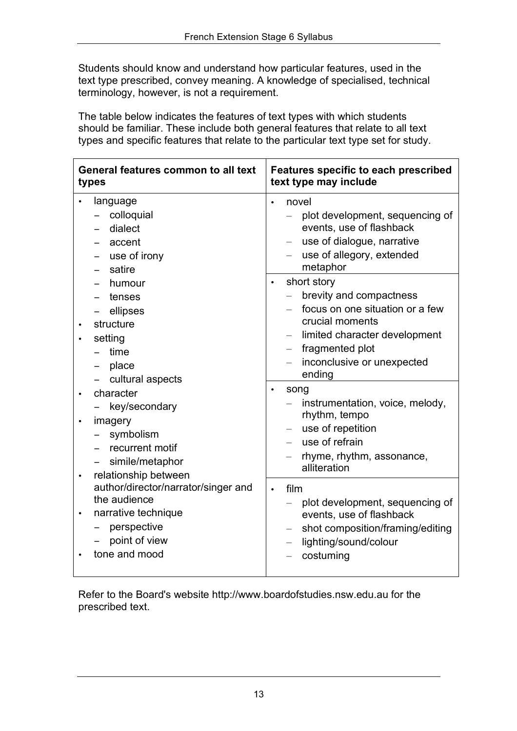Students should know and understand how particular features, used in the text type prescribed, convey meaning. A knowledge of specialised, technical terminology, however, is not a requirement.

The table below indicates the features of text types with which students should be familiar. These include both general features that relate to all text types and specific features that relate to the particular text type set for study.

| General features common to all text types | Features specific to each prescribed text type may include |
| --- | --- |
| • language<br>– colloquial<br>– dialect<br>– accent<br>– use of irony<br>– satire<br>– humour<br>– tenses<br>– ellipses<br>• structure<br>• setting<br>– time<br>– place<br>– cultural aspects<br>• character<br>– key/secondary<br>• imagery<br>– symbolism<br>– recurrent motif<br>– simile/metaphor<br>• relationship between author/director/narrator/singer and the audience<br>• narrative technique<br>– perspective<br>– point of view<br>• tone and mood | • novel<br>– plot development, sequencing of events, use of flashback<br>– use of dialogue, narrative<br>– use of allegory, extended metaphor<br><br>• short story<br>– brevity and compactness<br>– focus on one situation or a few crucial moments<br>– limited character development<br>– fragmented plot<br>– inconclusive or unexpected ending<br><br>• song<br>– instrumentation, voice, melody, rhythm, tempo<br>– use of repetition<br>– use of refrain<br>– rhyme, rhythm, assonance, alliteration<br><br>• film<br>– plot development, sequencing of events, use of flashback<br>– shot composition/framing/editing<br>– lighting/sound/colour<br>– costuming |

Refer to the Board's website http://www.boardofstudies.nsw.edu.au for the prescribed text.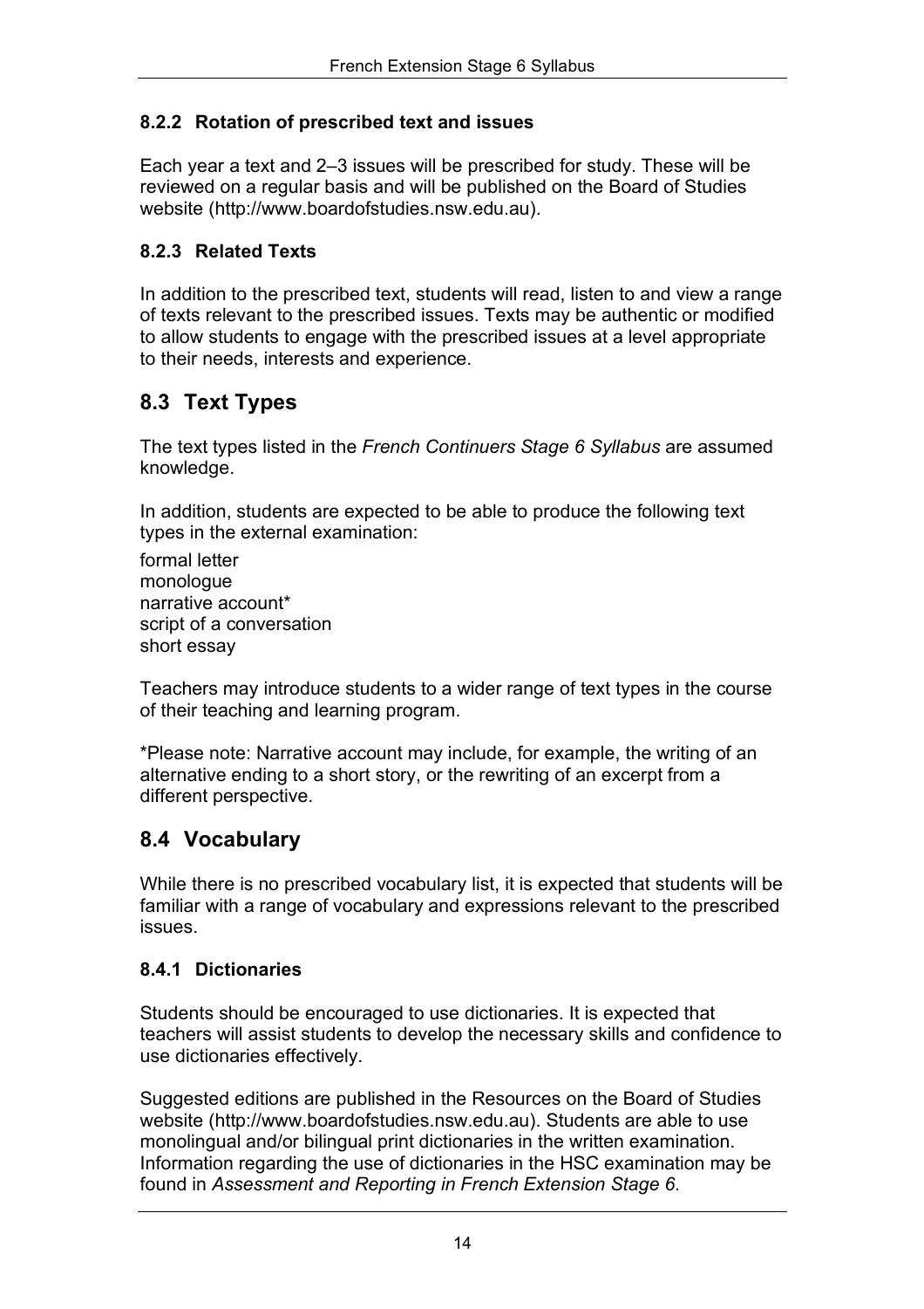#### 8.2.2 Rotation of prescribed text and issues

Each year a text and 2–3 issues will be prescribed for study. These will be reviewed on a regular basis and will be published on the Board of Studies website (http://www.boardofstudies.nsw.edu.au).

#### 8.2.3 Related Texts

In addition to the prescribed text, students will read, listen to and view a range of texts relevant to the prescribed issues. Texts may be authentic or modified to allow students to engage with the prescribed issues at a level appropriate to their needs, interests and experience.

## 8.3 Text Types

The text types listed in the *French Continuers Stage 6 Syllabus* are assumed knowledge.

In addition, students are expected to be able to produce the following text types in the external examination:

formal letter
monologue
narrative account*
script of a conversation
short essay

Teachers may introduce students to a wider range of text types in the course of their teaching and learning program.

*Please note: Narrative account may include, for example, the writing of an alternative ending to a short story, or the rewriting of an excerpt from a different perspective.

## 8.4 Vocabulary

While there is no prescribed vocabulary list, it is expected that students will be familiar with a range of vocabulary and expressions relevant to the prescribed issues.

#### 8.4.1 Dictionaries

Students should be encouraged to use dictionaries. It is expected that teachers will assist students to develop the necessary skills and confidence to use dictionaries effectively.

Suggested editions are published in the Resources on the Board of Studies website (http://www.boardofstudies.nsw.edu.au). Students are able to use monolingual and/or bilingual print dictionaries in the written examination. Information regarding the use of dictionaries in the HSC examination may be found in *Assessment and Reporting in French Extension Stage 6*.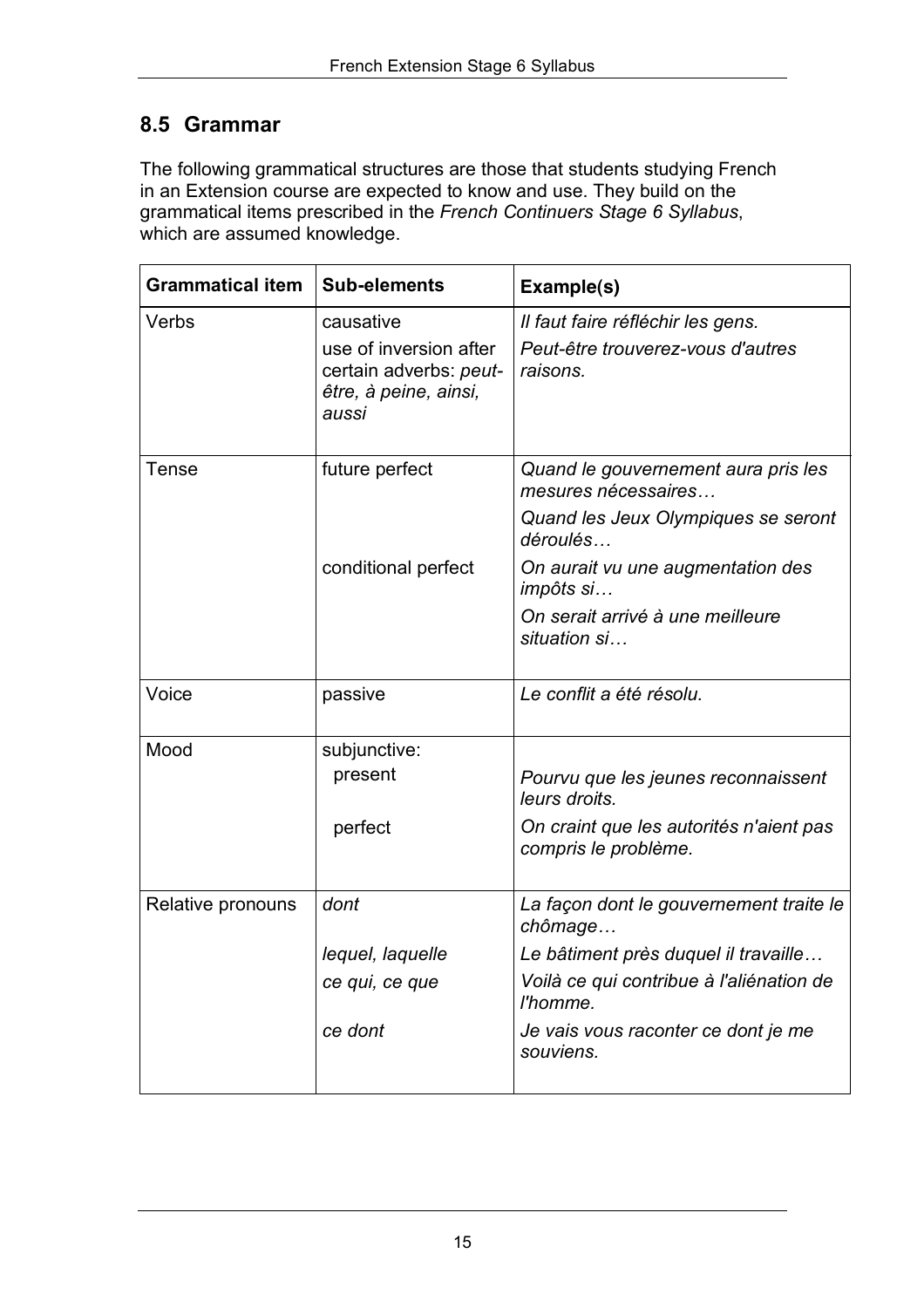## 8.5 Grammar

The following grammatical structures are those that students studying French in an Extension course are expected to know and use. They build on the grammatical items prescribed in the *French Continuers Stage 6 Syllabus*, which are assumed knowledge.

| Grammatical item | Sub-elements | Example(s) |
|---|---|---|
| Verbs | causative | *Il faut faire réfléchir les gens.* |
| | use of inversion after certain adverbs: *peut-être, à peine, ainsi, aussi* | *Peut-être trouverez-vous d'autres raisons.* |
| Tense | future perfect | *Quand le gouvernement aura pris les mesures nécessaires…* |
| | | *Quand les Jeux Olympiques se seront déroulés…* |
| | conditional perfect | *On aurait vu une augmentation des impôts si…* |
| | | *On serait arrivé à une meilleure situation si…* |
| Voice | passive | *Le conflit a été résolu.* |
| Mood | subjunctive: | |
| | present | *Pourvu que les jeunes reconnaissent leurs droits.* |
| | perfect | *On craint que les autorités n'aient pas compris le problème.* |
| Relative pronouns | *dont* | *La façon dont le gouvernement traite le chômage…* |
| | *lequel, laquelle* | *Le bâtiment près duquel il travaille…* |
| | *ce qui, ce que* | *Voilà ce qui contribue à l'aliénation de l'homme.* |
| | *ce dont* | *Je vais vous raconter ce dont je me souviens.* |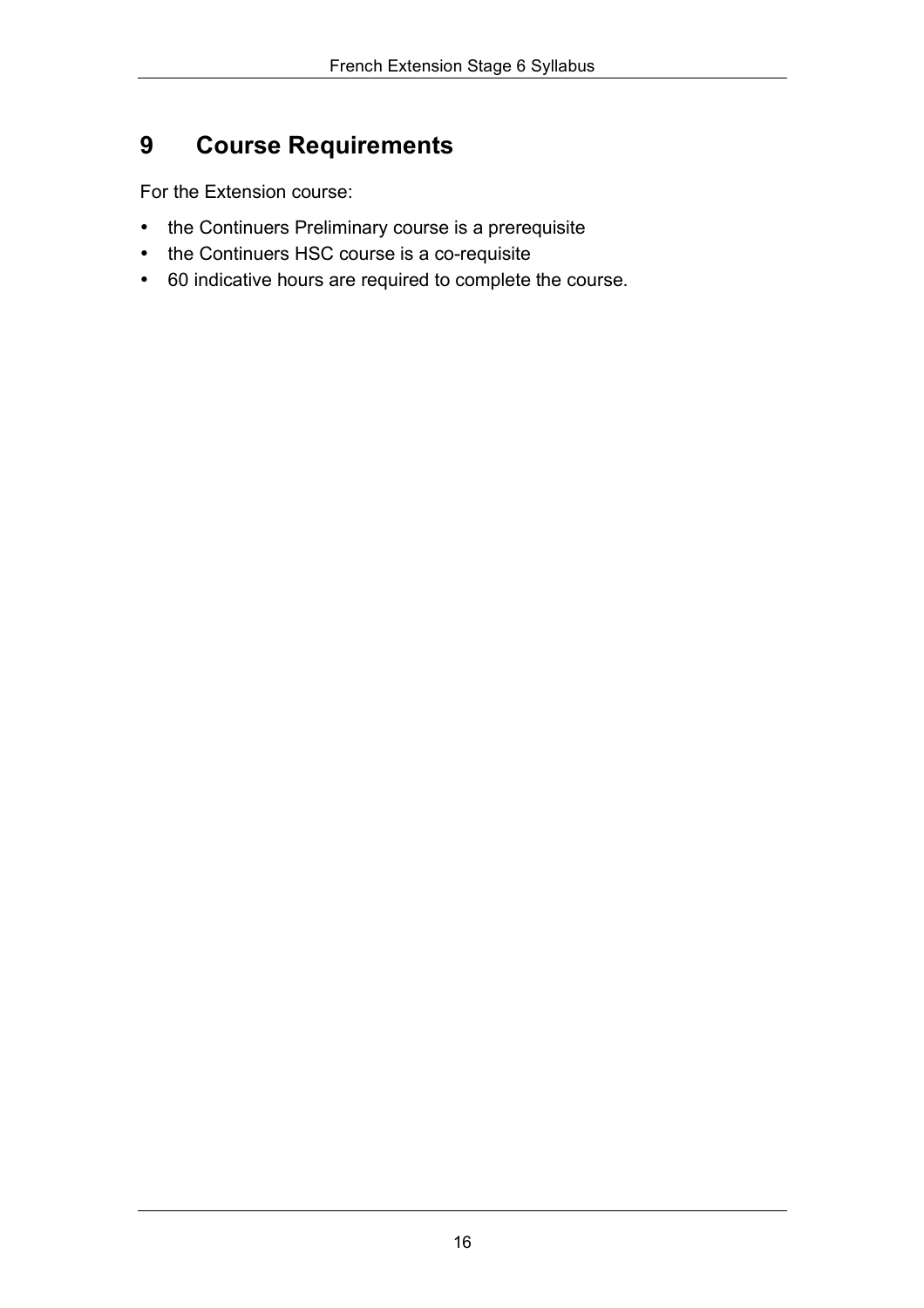# 9 Course Requirements

For the Extension course:

- the Continuers Preliminary course is a prerequisite
- the Continuers HSC course is a co-requisite
- 60 indicative hours are required to complete the course.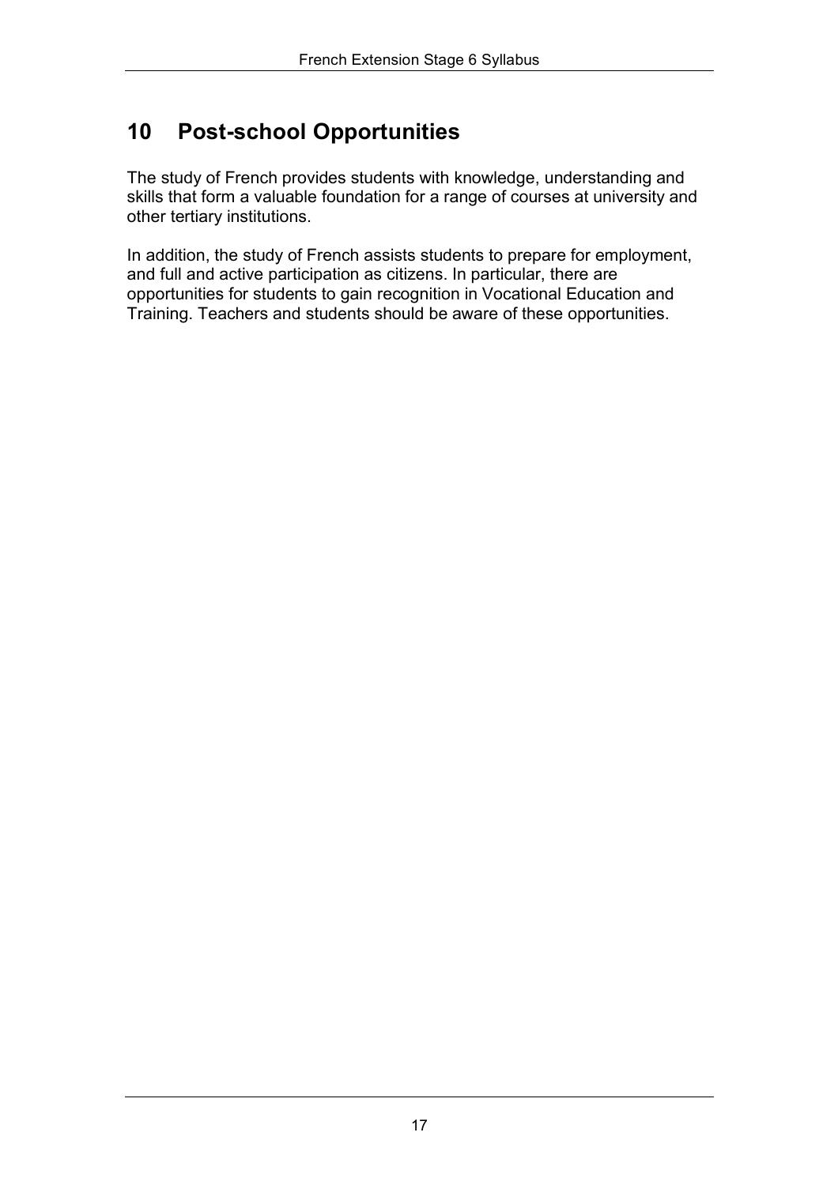# 10 Post-school Opportunities

The study of French provides students with knowledge, understanding and skills that form a valuable foundation for a range of courses at university and other tertiary institutions.

In addition, the study of French assists students to prepare for employment, and full and active participation as citizens. In particular, there are opportunities for students to gain recognition in Vocational Education and Training. Teachers and students should be aware of these opportunities.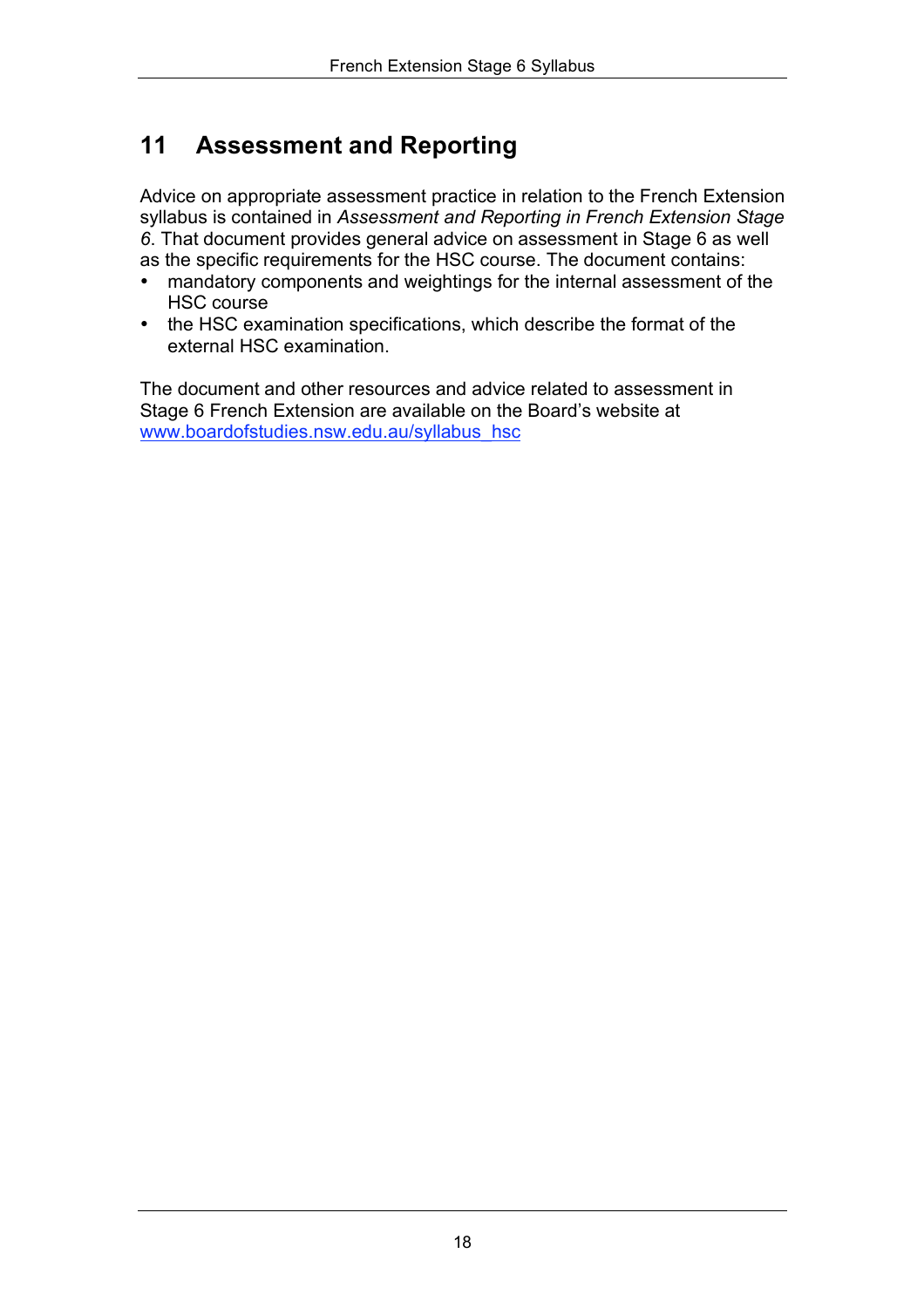# 11 Assessment and Reporting

Advice on appropriate assessment practice in relation to the French Extension syllabus is contained in *Assessment and Reporting in French Extension Stage 6*. That document provides general advice on assessment in Stage 6 as well as the specific requirements for the HSC course. The document contains:

- mandatory components and weightings for the internal assessment of the HSC course
- the HSC examination specifications, which describe the format of the external HSC examination.

The document and other resources and advice related to assessment in Stage 6 French Extension are available on the Board's website at www.boardofstudies.nsw.edu.au/syllabus_hsc